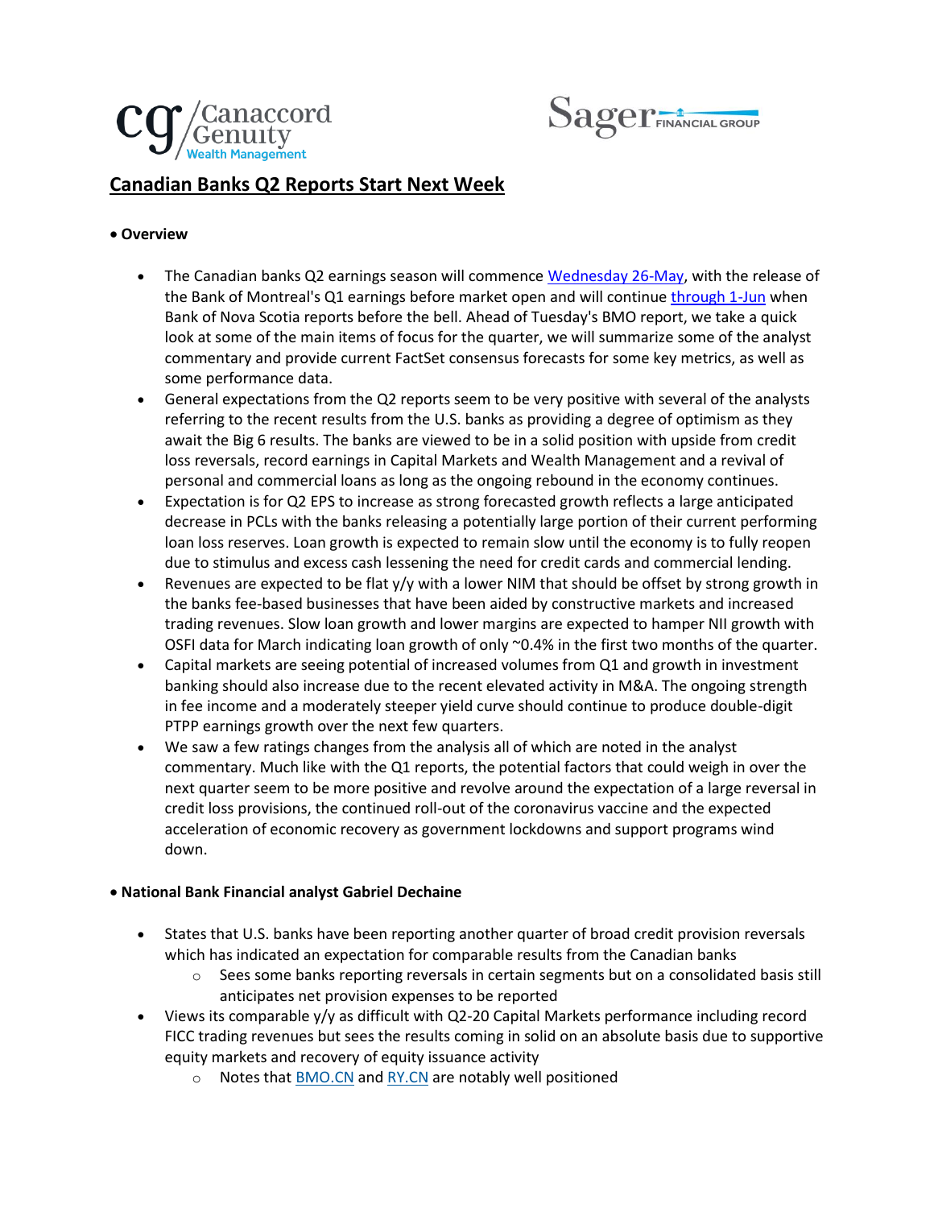## Canadian Banks Q2 Reports Start Next Week

- **Overview**
    - The Canadian banks Q2 earnings season will commence Wednesday 26-May, with the release of the Bank of Montreal's Q1 earnings before market open and will continue through 1-Jun when Bank of Nova Scotia reports before the bell. Ahead of Tuesday's BMO report, we take a quick look at some of the main items of focus for the quarter, we will summarize some of the analyst commentary and provide current FactSet consensus forecasts for some key metrics, as well as some performance data.
    - General expectations from the Q2 reports seem to be very positive with several of the analysts referring to the recent results from the U.S. banks as providing a degree of optimism as they await the Big 6 results. The banks are viewed to be in a solid position with upside from credit loss reversals, record earnings in Capital Markets and Wealth Management and a revival of personal and commercial loans as long as the ongoing rebound in the economy continues.
    - Expectation is for Q2 EPS to increase as strong forecasted growth reflects a large anticipated decrease in PCLs with the banks releasing a potentially large portion of their current performing loan loss reserves. Loan growth is expected to remain slow until the economy is to fully reopen due to stimulus and excess cash lessening the need for credit cards and commercial lending.
    - Revenues are expected to be flat y/y with a lower NIM that should be offset by strong growth in the banks fee-based businesses that have been aided by constructive markets and increased trading revenues. Slow loan growth and lower margins are expected to hamper NII growth with OSFI data for March indicating loan growth of only ~0.4% in the first two months of the quarter.
    - Capital markets are seeing potential of increased volumes from Q1 and growth in investment banking should also increase due to the recent elevated activity in M&A. The ongoing strength in fee income and a moderately steeper yield curve should continue to produce double-digit PTPP earnings growth over the next few quarters.
    - We saw a few ratings changes from the analysis all of which are noted in the analyst commentary. Much like with the Q1 reports, the potential factors that could weigh in over the next quarter seem to be more positive and revolve around the expectation of a large reversal in credit loss provisions, the continued roll-out of the coronavirus vaccine and the expected acceleration of economic recovery as government lockdowns and support programs wind down.

- **National Bank Financial analyst Gabriel Dechaine**
    - States that U.S. banks have been reporting another quarter of broad credit provision reversals which has indicated an expectation for comparable results from the Canadian banks
        - Sees some banks reporting reversals in certain segments but on a consolidated basis still anticipates net provision expenses to be reported
    - Views its comparable y/y as difficult with Q2-20 Capital Markets performance including record FICC trading revenues but sees the results coming in solid on an absolute basis due to supportive equity markets and recovery of equity issuance activity
        - Notes that BMO.CN and RY.CN are notably well positioned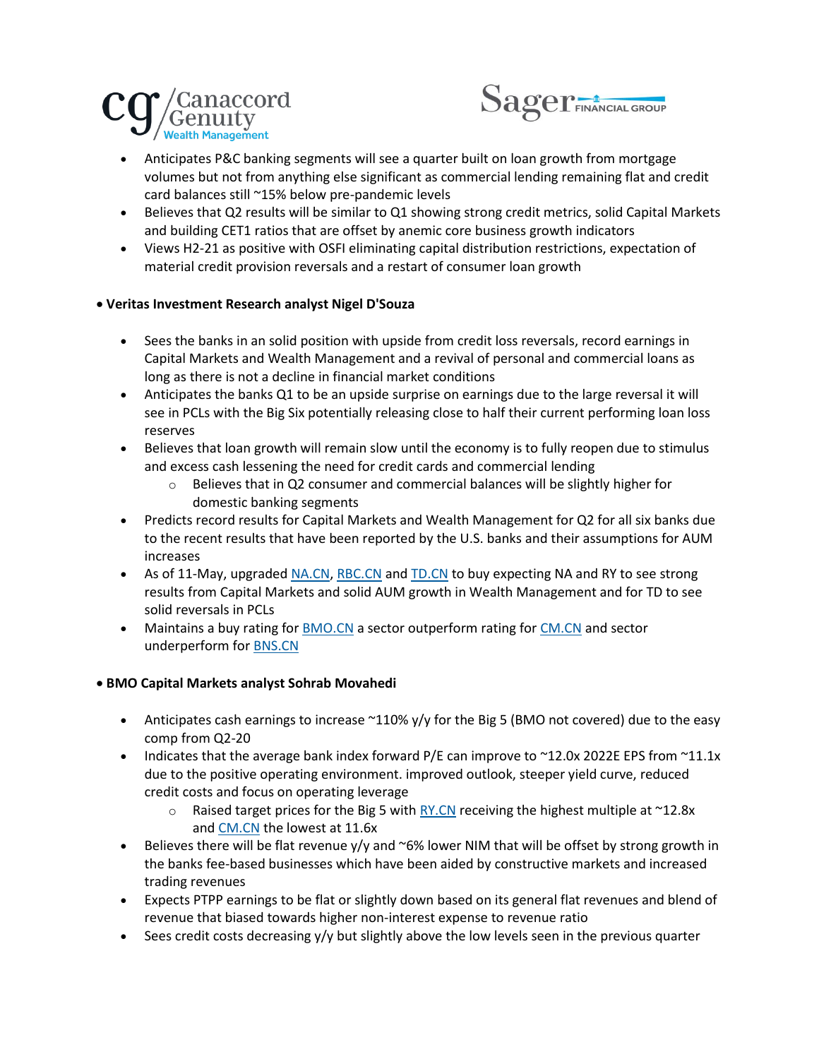- Anticipates P&C banking segments will see a quarter built on loan growth from mortgage volumes but not from anything else significant as commercial lending remaining flat and credit card balances still ~15% below pre-pandemic levels
- Believes that Q2 results will be similar to Q1 showing strong credit metrics, solid Capital Markets and building CET1 ratios that are offset by anemic core business growth indicators
- Views H2-21 as positive with OSFI eliminating capital distribution restrictions, expectation of material credit provision reversals and a restart of consumer loan growth

**• Veritas Investment Research analyst Nigel D'Souza**

- Sees the banks in an solid position with upside from credit loss reversals, record earnings in Capital Markets and Wealth Management and a revival of personal and commercial loans as long as there is not a decline in financial market conditions
- Anticipates the banks Q1 to be an upside surprise on earnings due to the large reversal it will see in PCLs with the Big Six potentially releasing close to half their current performing loan loss reserves
- Believes that loan growth will remain slow until the economy is to fully reopen due to stimulus and excess cash lessening the need for credit cards and commercial lending
  - Believes that in Q2 consumer and commercial balances will be slightly higher for domestic banking segments
- Predicts record results for Capital Markets and Wealth Management for Q2 for all six banks due to the recent results that have been reported by the U.S. banks and their assumptions for AUM increases
- As of 11-May, upgraded NA.CN, RBC.CN and TD.CN to buy expecting NA and RY to see strong results from Capital Markets and solid AUM growth in Wealth Management and for TD to see solid reversals in PCLs
- Maintains a buy rating for BMO.CN a sector outperform rating for CM.CN and sector underperform for BNS.CN

**• BMO Capital Markets analyst Sohrab Movahedi**

- Anticipates cash earnings to increase ~110% y/y for the Big 5 (BMO not covered) due to the easy comp from Q2-20
- Indicates that the average bank index forward P/E can improve to ~12.0x 2022E EPS from ~11.1x due to the positive operating environment. improved outlook, steeper yield curve, reduced credit costs and focus on operating leverage
  - Raised target prices for the Big 5 with RY.CN receiving the highest multiple at ~12.8x and CM.CN the lowest at 11.6x
- Believes there will be flat revenue y/y and ~6% lower NIM that will be offset by strong growth in the banks fee-based businesses which have been aided by constructive markets and increased trading revenues
- Expects PTPP earnings to be flat or slightly down based on its general flat revenues and blend of revenue that biased towards higher non-interest expense to revenue ratio
- Sees credit costs decreasing y/y but slightly above the low levels seen in the previous quarter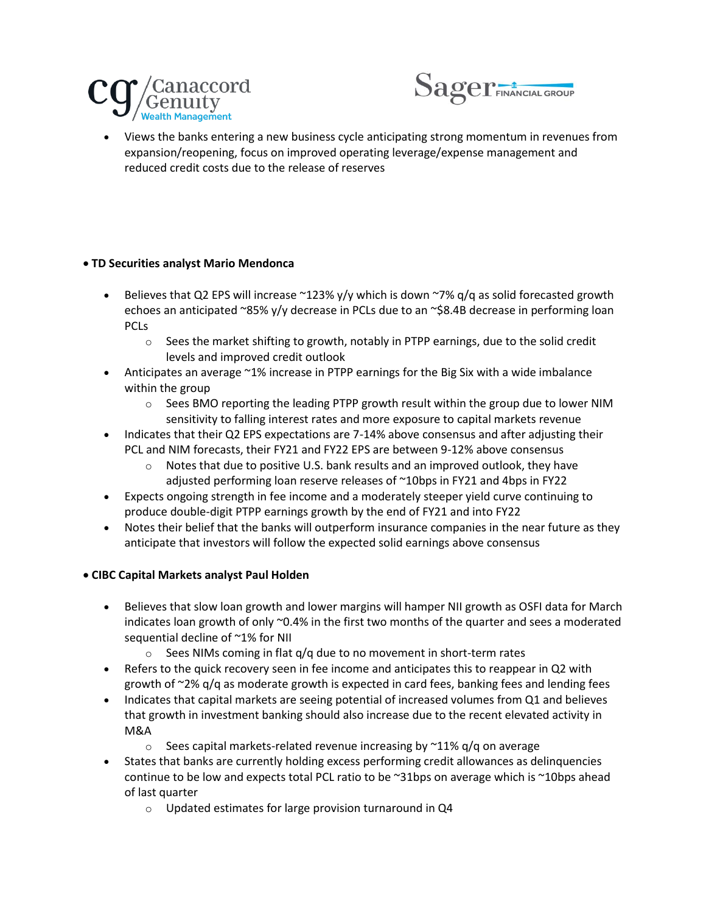- Views the banks entering a new business cycle anticipating strong momentum in revenues from expansion/reopening, focus on improved operating leverage/expense management and reduced credit costs due to the release of reserves

**• TD Securities analyst Mario Mendonca**

- Believes that Q2 EPS will increase ~123% y/y which is down ~7% q/q as solid forecasted growth echoes an anticipated ~85% y/y decrease in PCLs due to an ~$8.4B decrease in performing loan PCLs
    - Sees the market shifting to growth, notably in PTPP earnings, due to the solid credit levels and improved credit outlook
- Anticipates an average ~1% increase in PTPP earnings for the Big Six with a wide imbalance within the group
    - Sees BMO reporting the leading PTPP growth result within the group due to lower NIM sensitivity to falling interest rates and more exposure to capital markets revenue
- Indicates that their Q2 EPS expectations are 7-14% above consensus and after adjusting their PCL and NIM forecasts, their FY21 and FY22 EPS are between 9-12% above consensus
    - Notes that due to positive U.S. bank results and an improved outlook, they have adjusted performing loan reserve releases of ~10bps in FY21 and 4bps in FY22
- Expects ongoing strength in fee income and a moderately steeper yield curve continuing to produce double-digit PTPP earnings growth by the end of FY21 and into FY22
- Notes their belief that the banks will outperform insurance companies in the near future as they anticipate that investors will follow the expected solid earnings above consensus

**• CIBC Capital Markets analyst Paul Holden**

- Believes that slow loan growth and lower margins will hamper NII growth as OSFI data for March indicates loan growth of only ~0.4% in the first two months of the quarter and sees a moderated sequential decline of ~1% for NII
    - Sees NIMs coming in flat q/q due to no movement in short-term rates
- Refers to the quick recovery seen in fee income and anticipates this to reappear in Q2 with growth of ~2% q/q as moderate growth is expected in card fees, banking fees and lending fees
- Indicates that capital markets are seeing potential of increased volumes from Q1 and believes that growth in investment banking should also increase due to the recent elevated activity in M&A
    - Sees capital markets-related revenue increasing by ~11% q/q on average
- States that banks are currently holding excess performing credit allowances as delinquencies continue to be low and expects total PCL ratio to be ~31bps on average which is ~10bps ahead of last quarter
    - Updated estimates for large provision turnaround in Q4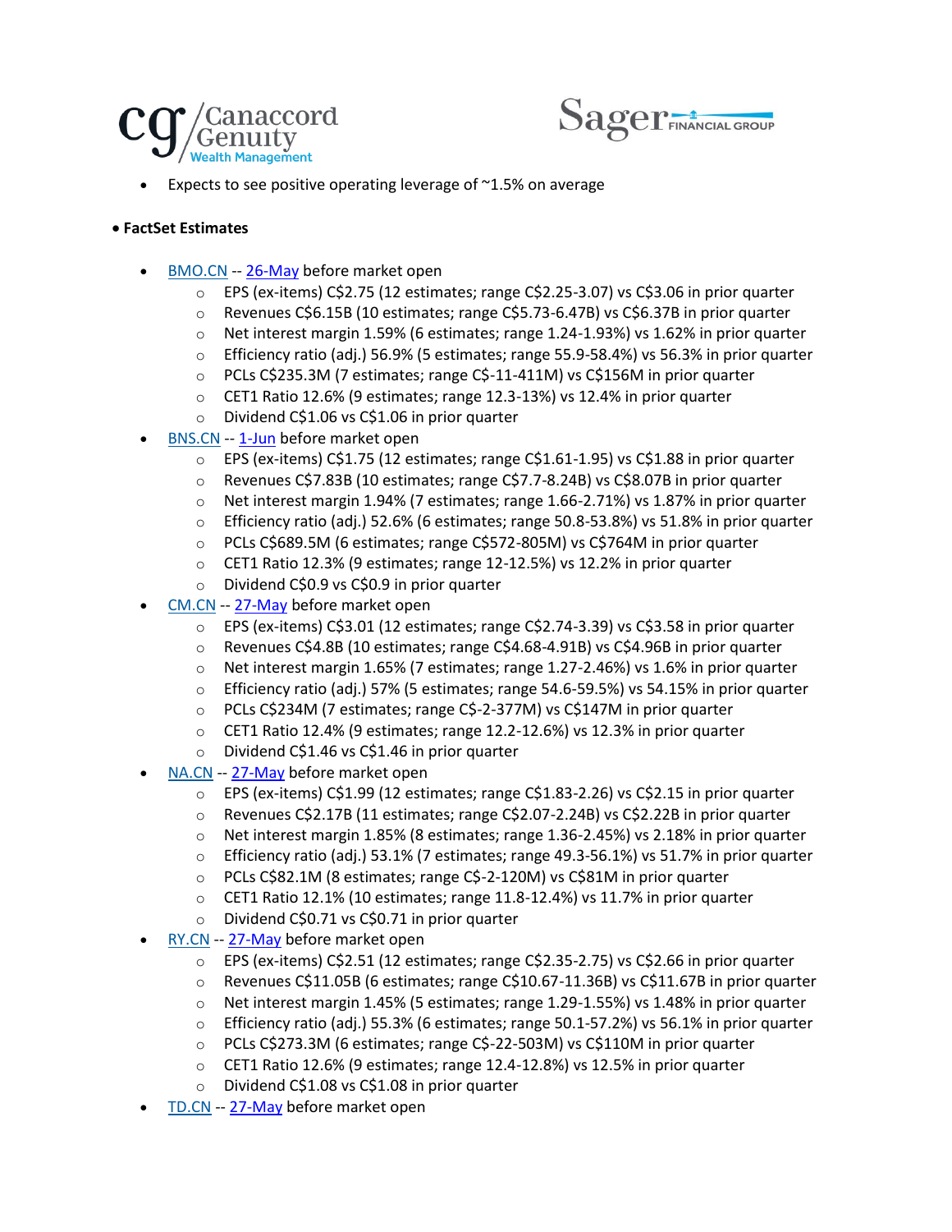- Expects to see positive operating leverage of ~1.5% on average

- **FactSet Estimates**

  - BMO.CN -- 26-May before market open
    - EPS (ex-items) C$2.75 (12 estimates; range C$2.25-3.07) vs C$3.06 in prior quarter
    - Revenues C$6.15B (10 estimates; range C$5.73-6.47B) vs C$6.37B in prior quarter
    - Net interest margin 1.59% (6 estimates; range 1.24-1.93%) vs 1.62% in prior quarter
    - Efficiency ratio (adj.) 56.9% (5 estimates; range 55.9-58.4%) vs 56.3% in prior quarter
    - PCLs C$235.3M (7 estimates; range C$-11-411M) vs C$156M in prior quarter
    - CET1 Ratio 12.6% (9 estimates; range 12.3-13%) vs 12.4% in prior quarter
    - Dividend C$1.06 vs C$1.06 in prior quarter
  - BNS.CN -- 1-Jun before market open
    - EPS (ex-items) C$1.75 (12 estimates; range C$1.61-1.95) vs C$1.88 in prior quarter
    - Revenues C$7.83B (10 estimates; range C$7.7-8.24B) vs C$8.07B in prior quarter
    - Net interest margin 1.94% (7 estimates; range 1.66-2.71%) vs 1.87% in prior quarter
    - Efficiency ratio (adj.) 52.6% (6 estimates; range 50.8-53.8%) vs 51.8% in prior quarter
    - PCLs C$689.5M (6 estimates; range C$572-805M) vs C$764M in prior quarter
    - CET1 Ratio 12.3% (9 estimates; range 12-12.5%) vs 12.2% in prior quarter
    - Dividend C$0.9 vs C$0.9 in prior quarter
  - CM.CN -- 27-May before market open
    - EPS (ex-items) C$3.01 (12 estimates; range C$2.74-3.39) vs C$3.58 in prior quarter
    - Revenues C$4.8B (10 estimates; range C$4.68-4.91B) vs C$4.96B in prior quarter
    - Net interest margin 1.65% (7 estimates; range 1.27-2.46%) vs 1.6% in prior quarter
    - Efficiency ratio (adj.) 57% (5 estimates; range 54.6-59.5%) vs 54.15% in prior quarter
    - PCLs C$234M (7 estimates; range C$-2-377M) vs C$147M in prior quarter
    - CET1 Ratio 12.4% (9 estimates; range 12.2-12.6%) vs 12.3% in prior quarter
    - Dividend C$1.46 vs C$1.46 in prior quarter
  - NA.CN -- 27-May before market open
    - EPS (ex-items) C$1.99 (12 estimates; range C$1.83-2.26) vs C$2.15 in prior quarter
    - Revenues C$2.17B (11 estimates; range C$2.07-2.24B) vs C$2.22B in prior quarter
    - Net interest margin 1.85% (8 estimates; range 1.36-2.45%) vs 2.18% in prior quarter
    - Efficiency ratio (adj.) 53.1% (7 estimates; range 49.3-56.1%) vs 51.7% in prior quarter
    - PCLs C$82.1M (8 estimates; range C$-2-120M) vs C$81M in prior quarter
    - CET1 Ratio 12.1% (10 estimates; range 11.8-12.4%) vs 11.7% in prior quarter
    - Dividend C$0.71 vs C$0.71 in prior quarter
  - RY.CN -- 27-May before market open
    - EPS (ex-items) C$2.51 (12 estimates; range C$2.35-2.75) vs C$2.66 in prior quarter
    - Revenues C$11.05B (6 estimates; range C$10.67-11.36B) vs C$11.67B in prior quarter
    - Net interest margin 1.45% (5 estimates; range 1.29-1.55%) vs 1.48% in prior quarter
    - Efficiency ratio (adj.) 55.3% (6 estimates; range 50.1-57.2%) vs 56.1% in prior quarter
    - PCLs C$273.3M (6 estimates; range C$-22-503M) vs C$110M in prior quarter
    - CET1 Ratio 12.6% (9 estimates; range 12.4-12.8%) vs 12.5% in prior quarter
    - Dividend C$1.08 vs C$1.08 in prior quarter
  - TD.CN -- 27-May before market open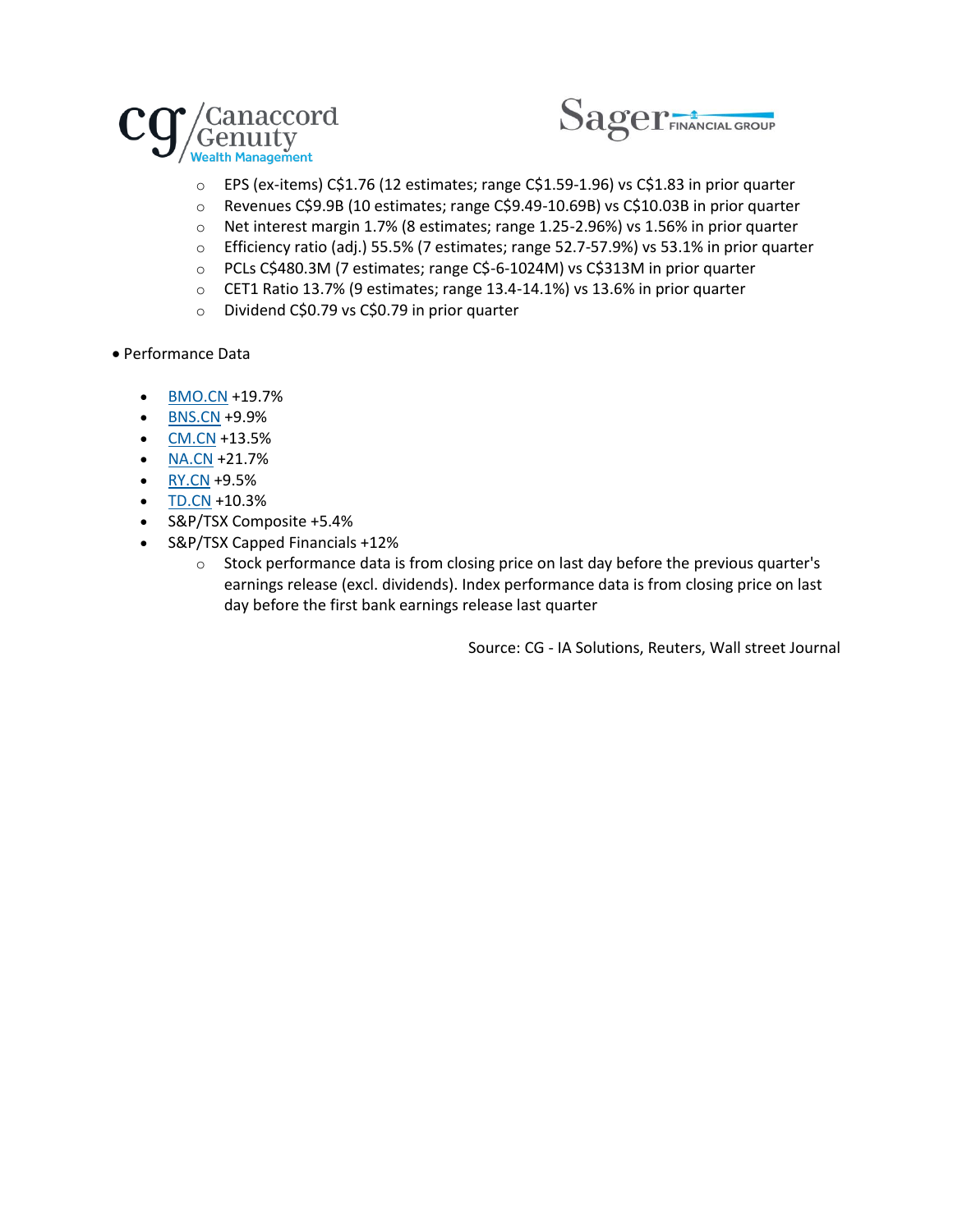- EPS (ex-items) C$1.76 (12 estimates; range C$1.59-1.96) vs C$1.83 in prior quarter
  - Revenues C$9.9B (10 estimates; range C$9.49-10.69B) vs C$10.03B in prior quarter
  - Net interest margin 1.7% (8 estimates; range 1.25-2.96%) vs 1.56% in prior quarter
  - Efficiency ratio (adj.) 55.5% (7 estimates; range 52.7-57.9%) vs 53.1% in prior quarter
  - PCLs C$480.3M (7 estimates; range C$-6-1024M) vs C$313M in prior quarter
  - CET1 Ratio 13.7% (9 estimates; range 13.4-14.1%) vs 13.6% in prior quarter
  - Dividend C$0.79 vs C$0.79 in prior quarter

- Performance Data
  - BMO.CN +19.7%
  - BNS.CN +9.9%
  - CM.CN +13.5%
  - NA.CN +21.7%
  - RY.CN +9.5%
  - TD.CN +10.3%
  - S&P/TSX Composite +5.4%
  - S&P/TSX Capped Financials +12%
    - Stock performance data is from closing price on last day before the previous quarter's earnings release (excl. dividends). Index performance data is from closing price on last day before the first bank earnings release last quarter

Source: CG - IA Solutions, Reuters, Wall street Journal